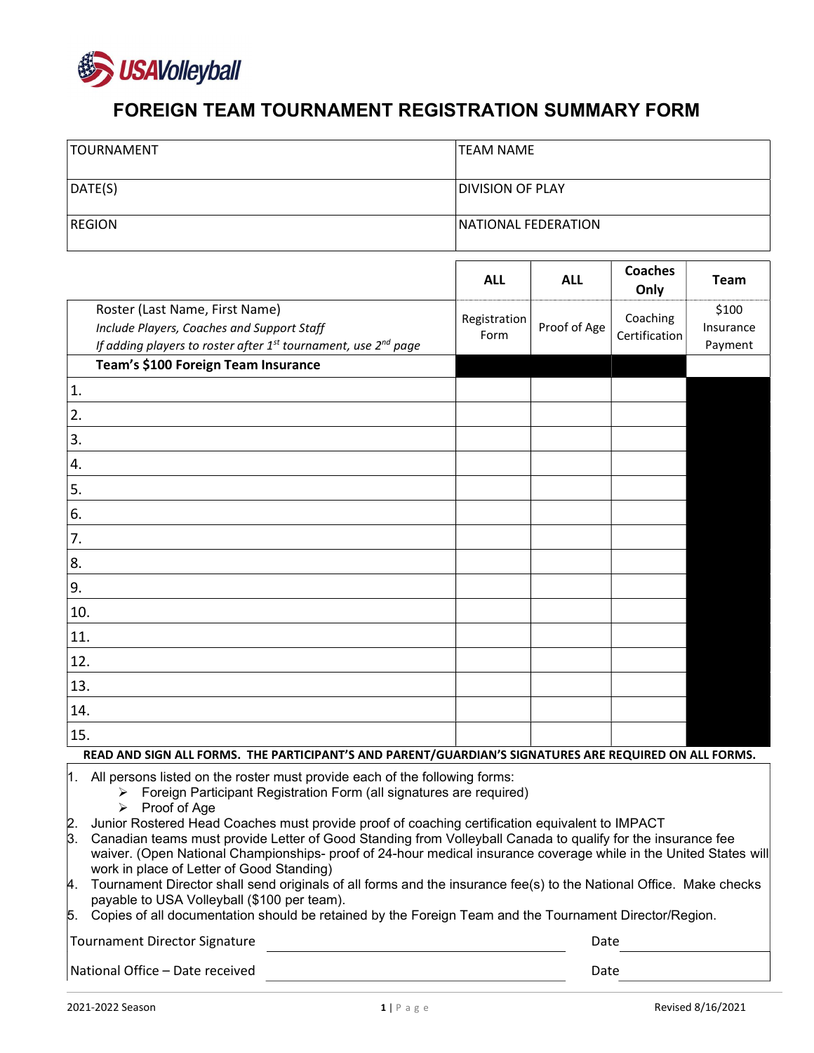# FOREIGN TEAM TOURNAMENT REGISTRATION SUMMARY FORM

| TOURNAMENT | TEAM NAME |
|---|---|
| DATE(S) | DIVISION OF PLAY |
| REGION | NATIONAL FEDERATION |

| | ALL | ALL | Coaches Only | Team |
|---|---|---|---|---|
| Roster (Last Name, First Name)<br>*Include Players, Coaches and Support Staff*<br>*If adding players to roster after 1st tournament, use 2nd page* | Registration Form | Proof of Age | Coaching Certification | $100 Insurance Payment |
| **Team's $100 Foreign Team Insurance** | | | | |
| 1. | | | | |
| 2. | | | | |
| 3. | | | | |
| 4. | | | | |
| 5. | | | | |
| 6. | | | | |
| 7. | | | | |
| 8. | | | | |
| 9. | | | | |
| 10. | | | | |
| 11. | | | | |
| 12. | | | | |
| 13. | | | | |
| 14. | | | | |
| 15. | | | | |

**READ AND SIGN ALL FORMS. THE PARTICIPANT'S AND PARENT/GUARDIAN'S SIGNATURES ARE REQUIRED ON ALL FORMS.**

1. All persons listed on the roster must provide each of the following forms:
   - Foreign Participant Registration Form (all signatures are required)
   - Proof of Age
2. Junior Rostered Head Coaches must provide proof of coaching certification equivalent to IMPACT
3. Canadian teams must provide Letter of Good Standing from Volleyball Canada to qualify for the insurance fee waiver. (Open National Championships- proof of 24-hour medical insurance coverage while in the United States will work in place of Letter of Good Standing)
4. Tournament Director shall send originals of all forms and the insurance fee(s) to the National Office. Make checks payable to USA Volleyball ($100 per team).
5. Copies of all documentation should be retained by the Foreign Team and the Tournament Director/Region.

Tournament Director Signature ______________________ Date ____________

National Office – Date received ______________________ Date ____________

2021-2022 Season — Revised 8/16/2021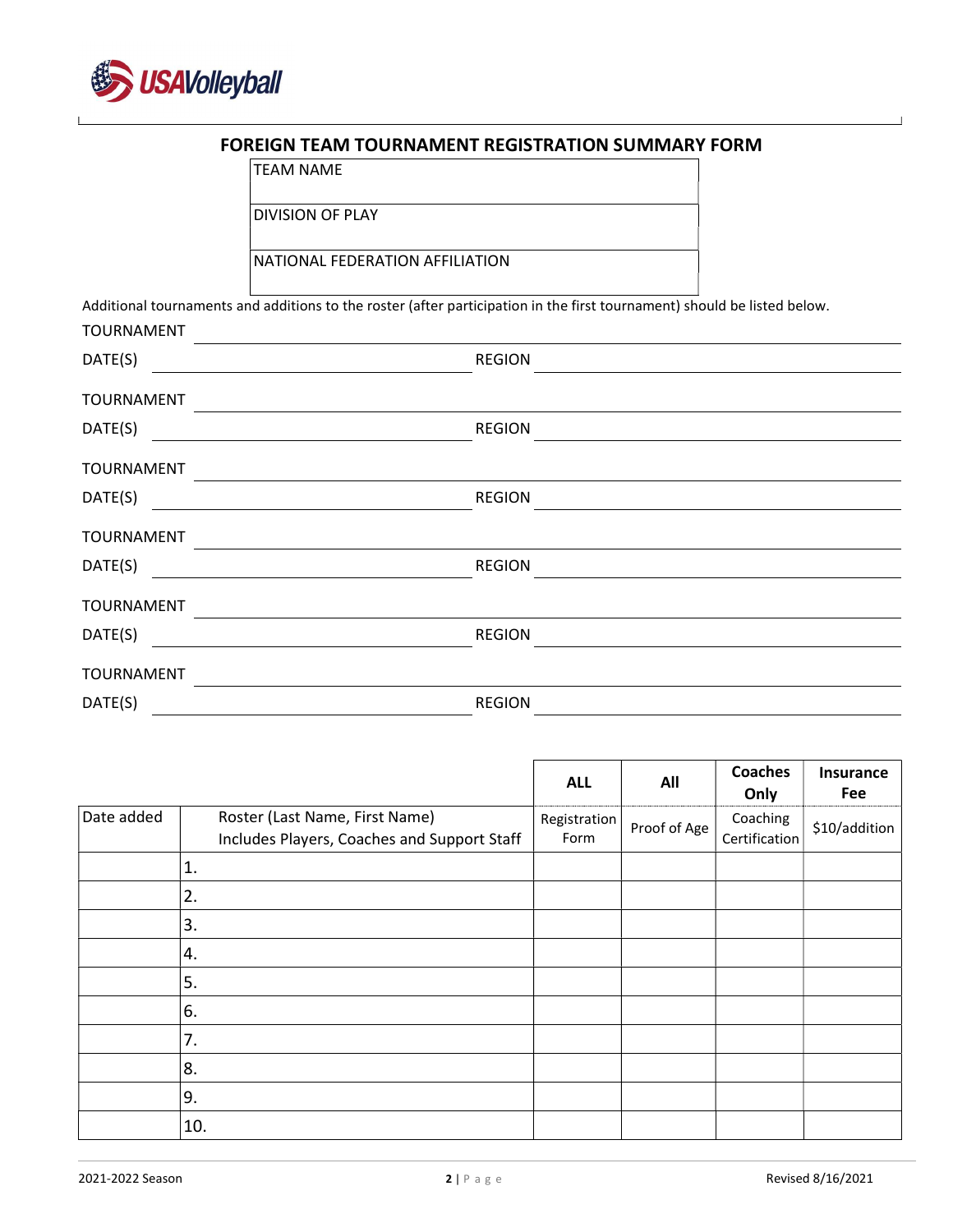## FOREIGN TEAM TOURNAMENT REGISTRATION SUMMARY FORM

| |
|---|
| TEAM NAME |
| DIVISION OF PLAY |
| NATIONAL FEDERATION AFFILIATION |

Additional tournaments and additions to the roster (after participation in the first tournament) should be listed below.

TOURNAMENT ______________________________

DATE(S) ______________ REGION ______________

TOURNAMENT ______________________________

DATE(S) ______________ REGION ______________

TOURNAMENT ______________________________

DATE(S) ______________ REGION ______________

TOURNAMENT ______________________________

DATE(S) ______________ REGION ______________

TOURNAMENT ______________________________

DATE(S) ______________ REGION ______________

TOURNAMENT ______________________________

DATE(S) ______________ REGION ______________

| | | **ALL** | **All** | **Coaches Only** | **Insurance Fee** |
|---|---|---|---|---|---|
| Date added | Roster (Last Name, First Name) Includes Players, Coaches and Support Staff | Registration Form | Proof of Age | Coaching Certification | $10/addition |
| | 1. | | | | |
| | 2. | | | | |
| | 3. | | | | |
| | 4. | | | | |
| | 5. | | | | |
| | 6. | | | | |
| | 7. | | | | |
| | 8. | | | | |
| | 9. | | | | |
| | 10. | | | | |

2021-2022 Season — Revised 8/16/2021